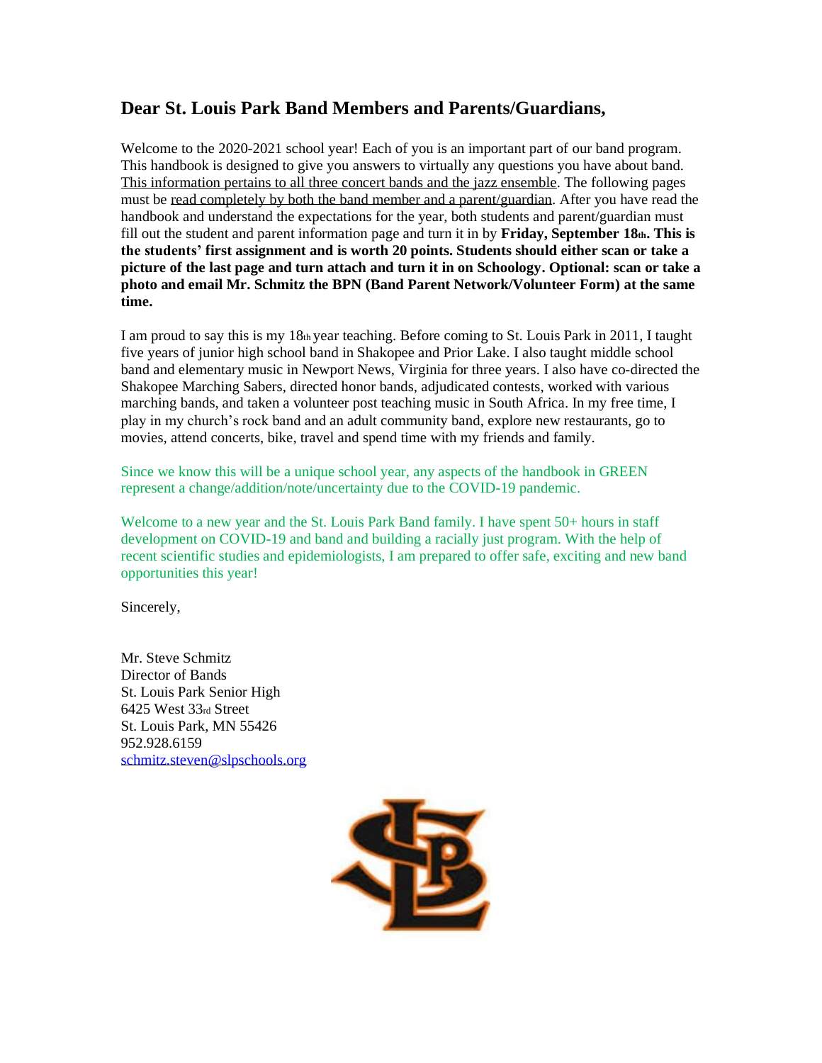## Dear St. Louis Park Band Members and Parents/Guardians,

Welcome to the 2020-2021 school year! Each of you is an important part of our band program. This handbook is designed to give you answers to virtually any questions you have about band. This information pertains to all three concert bands and the jazz ensemble. The following pages must be read completely by both the band member and a parent/guardian. After you have read the handbook and understand the expectations for the year, both students and parent/guardian must fill out the student and parent information page and turn it in by **Friday, September 18th. This is the students' first assignment and is worth 20 points. Students should either scan or take a picture of the last page and turn attach and turn it in on Schoology. Optional: scan or take a photo and email Mr. Schmitz the BPN (Band Parent Network/Volunteer Form) at the same time.**

I am proud to say this is my 18th year teaching. Before coming to St. Louis Park in 2011, I taught five years of junior high school band in Shakopee and Prior Lake. I also taught middle school band and elementary music in Newport News, Virginia for three years. I also have co-directed the Shakopee Marching Sabers, directed honor bands, adjudicated contests, worked with various marching bands, and taken a volunteer post teaching music in South Africa. In my free time, I play in my church's rock band and an adult community band, explore new restaurants, go to movies, attend concerts, bike, travel and spend time with my friends and family.

Since we know this will be a unique school year, any aspects of the handbook in GREEN represent a change/addition/note/uncertainty due to the COVID-19 pandemic.

Welcome to a new year and the St. Louis Park Band family. I have spent 50+ hours in staff development on COVID-19 and band and building a racially just program. With the help of recent scientific studies and epidemiologists, I am prepared to offer safe, exciting and new band opportunities this year!

Sincerely,

Mr. Steve Schmitz
Director of Bands
St. Louis Park Senior High
6425 West 33rd Street
St. Louis Park, MN 55426
952.928.6159
schmitz.steven@slpschools.org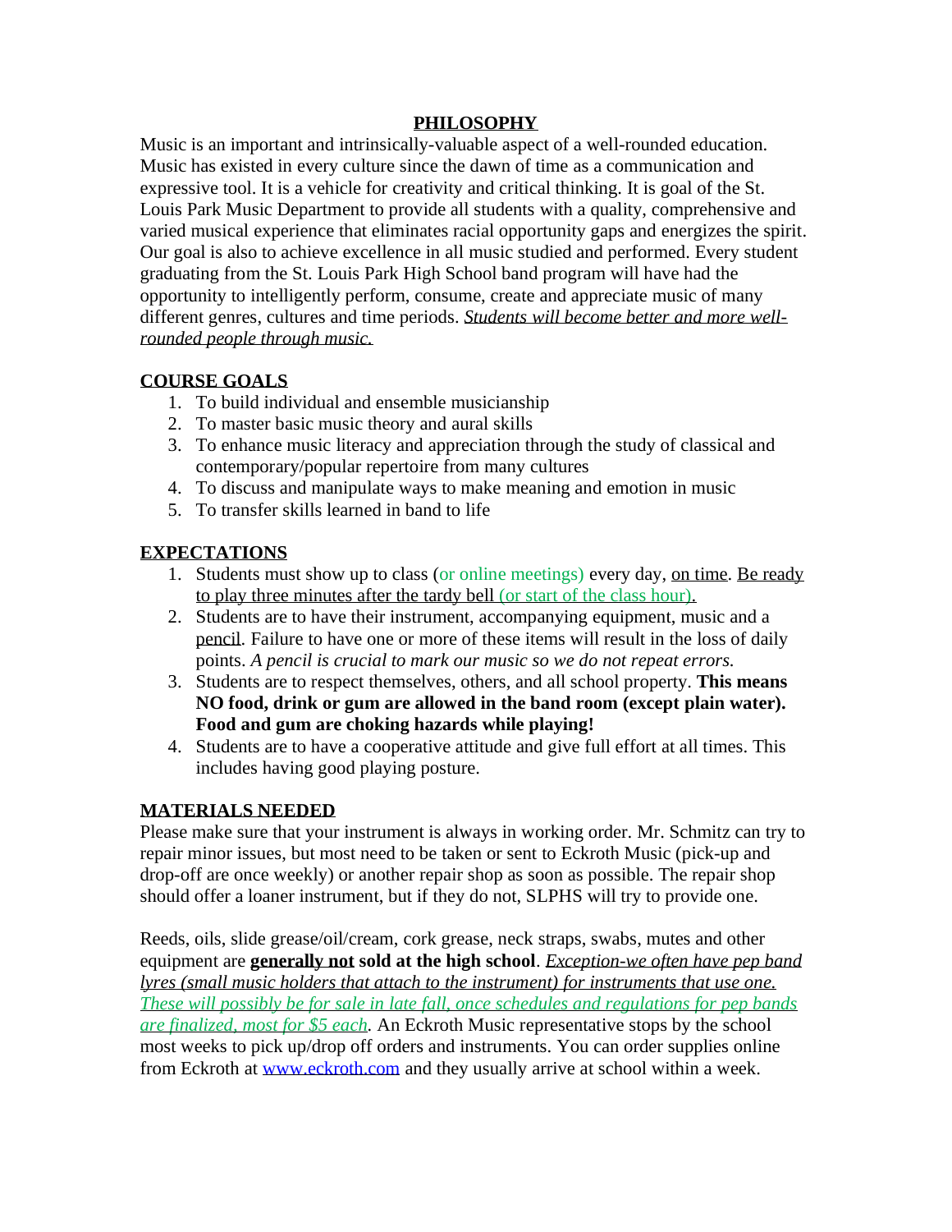## PHILOSOPHY

Music is an important and intrinsically-valuable aspect of a well-rounded education. Music has existed in every culture since the dawn of time as a communication and expressive tool. It is a vehicle for creativity and critical thinking. It is goal of the St. Louis Park Music Department to provide all students with a quality, comprehensive and varied musical experience that eliminates racial opportunity gaps and energizes the spirit. Our goal is also to achieve excellence in all music studied and performed. Every student graduating from the St. Louis Park High School band program will have had the opportunity to intelligently perform, consume, create and appreciate music of many different genres, cultures and time periods. *Students will become better and more well-rounded people through music.*

### COURSE GOALS

1. To build individual and ensemble musicianship
2. To master basic music theory and aural skills
3. To enhance music literacy and appreciation through the study of classical and contemporary/popular repertoire from many cultures
4. To discuss and manipulate ways to make meaning and emotion in music
5. To transfer skills learned in band to life

### EXPECTATIONS

1. Students must show up to class (or online meetings) every day, on time. Be ready to play three minutes after the tardy bell (or start of the class hour).
2. Students are to have their instrument, accompanying equipment, music and a pencil. Failure to have one or more of these items will result in the loss of daily points. *A pencil is crucial to mark our music so we do not repeat errors.*
3. Students are to respect themselves, others, and all school property. **This means NO food, drink or gum are allowed in the band room (except plain water). Food and gum are choking hazards while playing!**
4. Students are to have a cooperative attitude and give full effort at all times. This includes having good playing posture.

### MATERIALS NEEDED

Please make sure that your instrument is always in working order. Mr. Schmitz can try to repair minor issues, but most need to be taken or sent to Eckroth Music (pick-up and drop-off are once weekly) or another repair shop as soon as possible. The repair shop should offer a loaner instrument, but if they do not, SLPHS will try to provide one.

Reeds, oils, slide grease/oil/cream, cork grease, neck straps, swabs, mutes and other equipment are **generally not sold at the high school**. *Exception-we often have pep band lyres (small music holders that attach to the instrument) for instruments that use one. These will possibly be for sale in late fall, once schedules and regulations for pep bands are finalized, most for $5 each.* An Eckroth Music representative stops by the school most weeks to pick up/drop off orders and instruments. You can order supplies online from Eckroth at www.eckroth.com and they usually arrive at school within a week.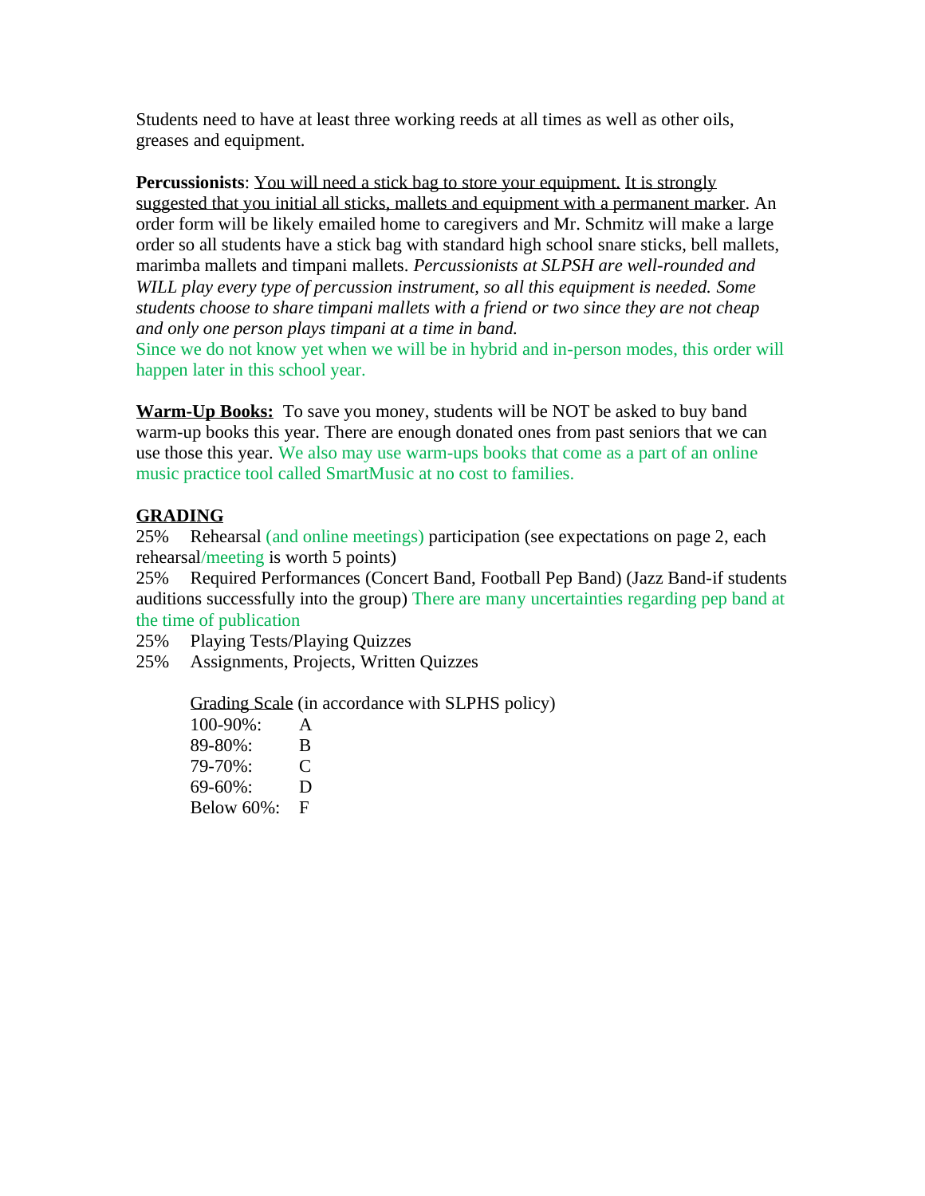Students need to have at least three working reeds at all times as well as other oils, greases and equipment.

**Percussionists**: <u>You will need a stick bag to store your equipment.</u> <u>It is strongly suggested that you initial all sticks, mallets and equipment with a permanent marker</u>. An order form will be likely emailed home to caregivers and Mr. Schmitz will make a large order so all students have a stick bag with standard high school snare sticks, bell mallets, marimba mallets and timpani mallets. *Percussionists at SLPSH are well-rounded and WILL play every type of percussion instrument, so all this equipment is needed. Some students choose to share timpani mallets with a friend or two since they are not cheap and only one person plays timpani at a time in band.*
Since we do not know yet when we will be in hybrid and in-person modes, this order will happen later in this school year.

**<u>Warm-Up Books:</u>** To save you money, students will be NOT be asked to buy band warm-up books this year. There are enough donated ones from past seniors that we can use those this year. We also may use warm-ups books that come as a part of an online music practice tool called SmartMusic at no cost to families.

**<u>GRADING</u>**

25% Rehearsal (and online meetings) participation (see expectations on page 2, each rehearsal/meeting is worth 5 points)

25% Required Performances (Concert Band, Football Pep Band) (Jazz Band-if students auditions successfully into the group) There are many uncertainties regarding pep band at the time of publication

25% Playing Tests/Playing Quizzes

25% Assignments, Projects, Written Quizzes

<u>Grading Scale</u> (in accordance with SLPHS policy)

| | |
|---|---|
| 100-90%: | A |
| 89-80%: | B |
| 79-70%: | C |
| 69-60%: | D |
| Below 60%: | F |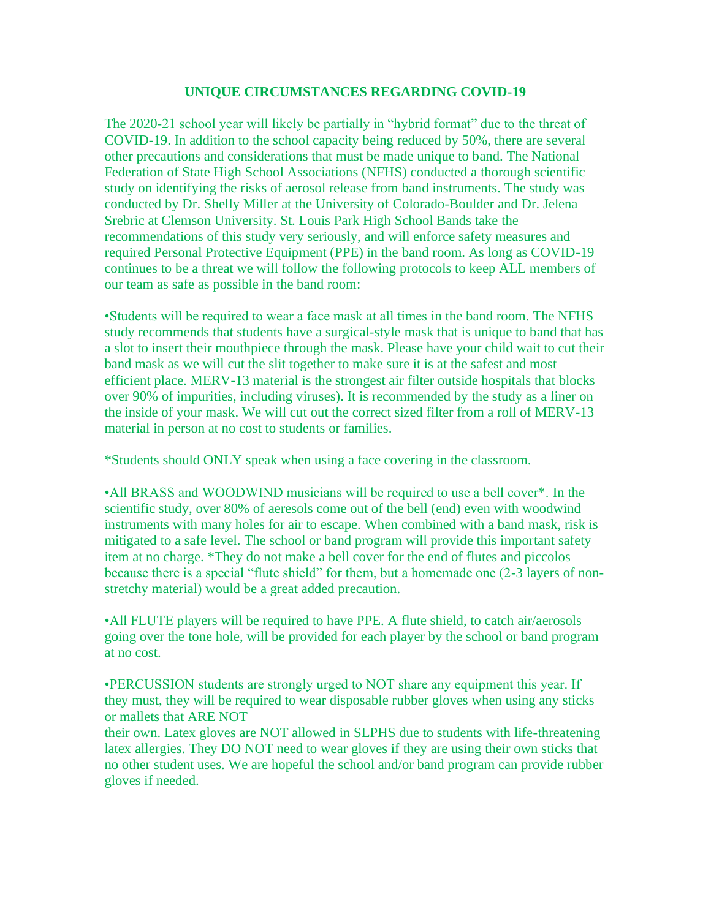## UNIQUE CIRCUMSTANCES REGARDING COVID-19

The 2020-21 school year will likely be partially in "hybrid format" due to the threat of COVID-19. In addition to the school capacity being reduced by 50%, there are several other precautions and considerations that must be made unique to band. The National Federation of State High School Associations (NFHS) conducted a thorough scientific study on identifying the risks of aerosol release from band instruments. The study was conducted by Dr. Shelly Miller at the University of Colorado-Boulder and Dr. Jelena Srebric at Clemson University. St. Louis Park High School Bands take the recommendations of this study very seriously, and will enforce safety measures and required Personal Protective Equipment (PPE) in the band room. As long as COVID-19 continues to be a threat we will follow the following protocols to keep ALL members of our team as safe as possible in the band room:

•Students will be required to wear a face mask at all times in the band room. The NFHS study recommends that students have a surgical-style mask that is unique to band that has a slot to insert their mouthpiece through the mask. Please have your child wait to cut their band mask as we will cut the slit together to make sure it is at the safest and most efficient place. MERV-13 material is the strongest air filter outside hospitals that blocks over 90% of impurities, including viruses). It is recommended by the study as a liner on the inside of your mask. We will cut out the correct sized filter from a roll of MERV-13 material in person at no cost to students or families.

*Students should ONLY speak when using a face covering in the classroom.

•All BRASS and WOODWIND musicians will be required to use a bell cover*. In the scientific study, over 80% of aeresols come out of the bell (end) even with woodwind instruments with many holes for air to escape. When combined with a band mask, risk is mitigated to a safe level. The school or band program will provide this important safety item at no charge. *They do not make a bell cover for the end of flutes and piccolos because there is a special "flute shield" for them, but a homemade one (2-3 layers of non-stretchy material) would be a great added precaution.

•All FLUTE players will be required to have PPE. A flute shield, to catch air/aerosols going over the tone hole, will be provided for each player by the school or band program at no cost.

•PERCUSSION students are strongly urged to NOT share any equipment this year. If they must, they will be required to wear disposable rubber gloves when using any sticks or mallets that ARE NOT their own. Latex gloves are NOT allowed in SLPHS due to students with life-threatening latex allergies. They DO NOT need to wear gloves if they are using their own sticks that no other student uses. We are hopeful the school and/or band program can provide rubber gloves if needed.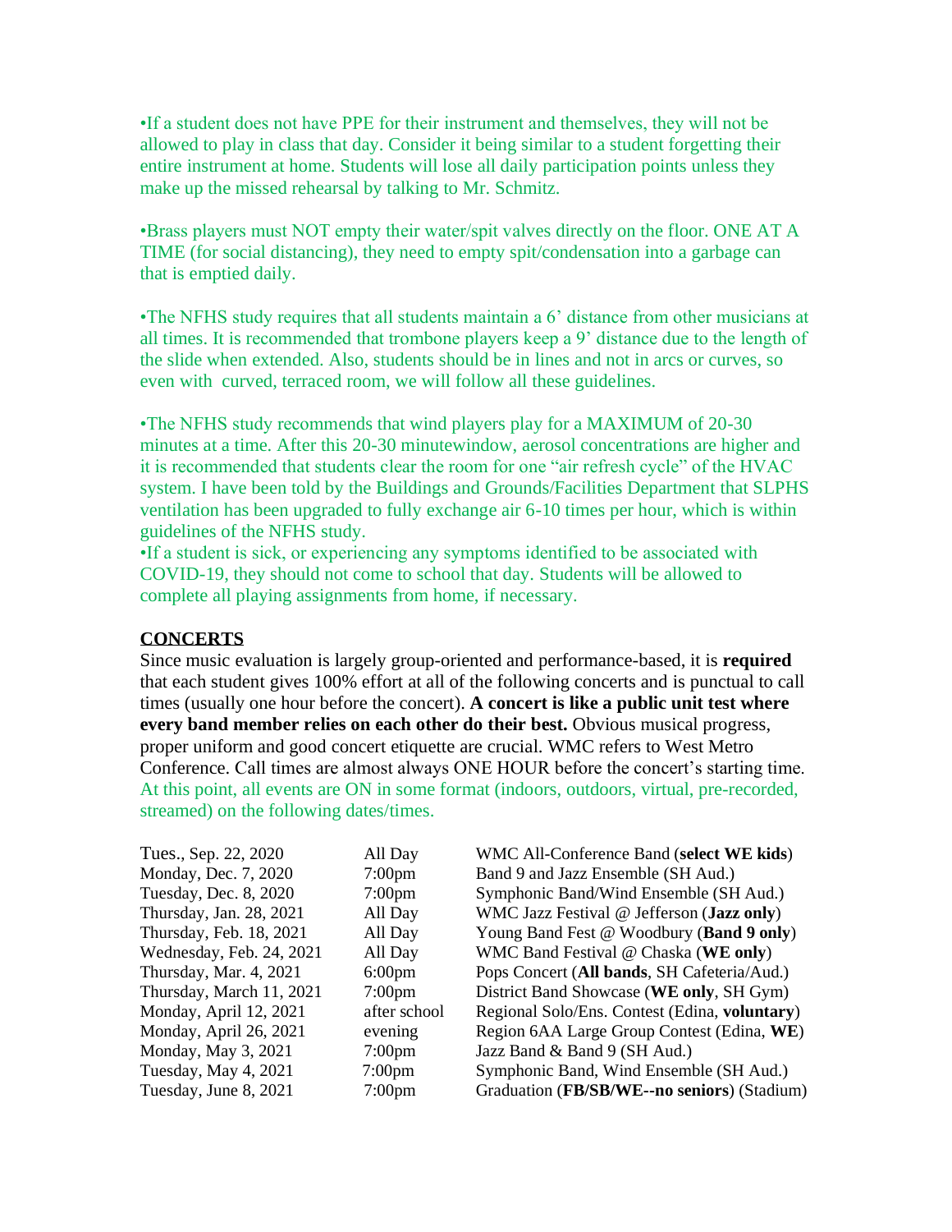•If a student does not have PPE for their instrument and themselves, they will not be allowed to play in class that day. Consider it being similar to a student forgetting their entire instrument at home. Students will lose all daily participation points unless they make up the missed rehearsal by talking to Mr. Schmitz.

•Brass players must NOT empty their water/spit valves directly on the floor. ONE AT A TIME (for social distancing), they need to empty spit/condensation into a garbage can that is emptied daily.

•The NFHS study requires that all students maintain a 6' distance from other musicians at all times. It is recommended that trombone players keep a 9' distance due to the length of the slide when extended. Also, students should be in lines and not in arcs or curves, so even with curved, terraced room, we will follow all these guidelines.

•The NFHS study recommends that wind players play for a MAXIMUM of 20-30 minutes at a time. After this 20-30 minutewindow, aerosol concentrations are higher and it is recommended that students clear the room for one "air refresh cycle" of the HVAC system. I have been told by the Buildings and Grounds/Facilities Department that SLPHS ventilation has been upgraded to fully exchange air 6-10 times per hour, which is within guidelines of the NFHS study.

•If a student is sick, or experiencing any symptoms identified to be associated with COVID-19, they should not come to school that day. Students will be allowed to complete all playing assignments from home, if necessary.

## CONCERTS

Since music evaluation is largely group-oriented and performance-based, it is **required** that each student gives 100% effort at all of the following concerts and is punctual to call times (usually one hour before the concert). **A concert is like a public unit test where every band member relies on each other do their best.** Obvious musical progress, proper uniform and good concert etiquette are crucial. WMC refers to West Metro Conference. Call times are almost always ONE HOUR before the concert's starting time. At this point, all events are ON in some format (indoors, outdoors, virtual, pre-recorded, streamed) on the following dates/times.

| | | |
|---|---|---|
| Tues., Sep. 22, 2020 | All Day | WMC All-Conference Band (**select WE kids**) |
| Monday, Dec. 7, 2020 | 7:00pm | Band 9 and Jazz Ensemble (SH Aud.) |
| Tuesday, Dec. 8, 2020 | 7:00pm | Symphonic Band/Wind Ensemble (SH Aud.) |
| Thursday, Jan. 28, 2021 | All Day | WMC Jazz Festival @ Jefferson (**Jazz only**) |
| Thursday, Feb. 18, 2021 | All Day | Young Band Fest @ Woodbury (**Band 9 only**) |
| Wednesday, Feb. 24, 2021 | All Day | WMC Band Festival @ Chaska (**WE only**) |
| Thursday, Mar. 4, 2021 | 6:00pm | Pops Concert (**All bands**, SH Cafeteria/Aud.) |
| Thursday, March 11, 2021 | 7:00pm | District Band Showcase (**WE only**, SH Gym) |
| Monday, April 12, 2021 | after school | Regional Solo/Ens. Contest (Edina, **voluntary**) |
| Monday, April 26, 2021 | evening | Region 6AA Large Group Contest (Edina, **WE**) |
| Monday, May 3, 2021 | 7:00pm | Jazz Band & Band 9 (SH Aud.) |
| Tuesday, May 4, 2021 | 7:00pm | Symphonic Band, Wind Ensemble (SH Aud.) |
| Tuesday, June 8, 2021 | 7:00pm | Graduation (**FB/SB/WE--no seniors**) (Stadium) |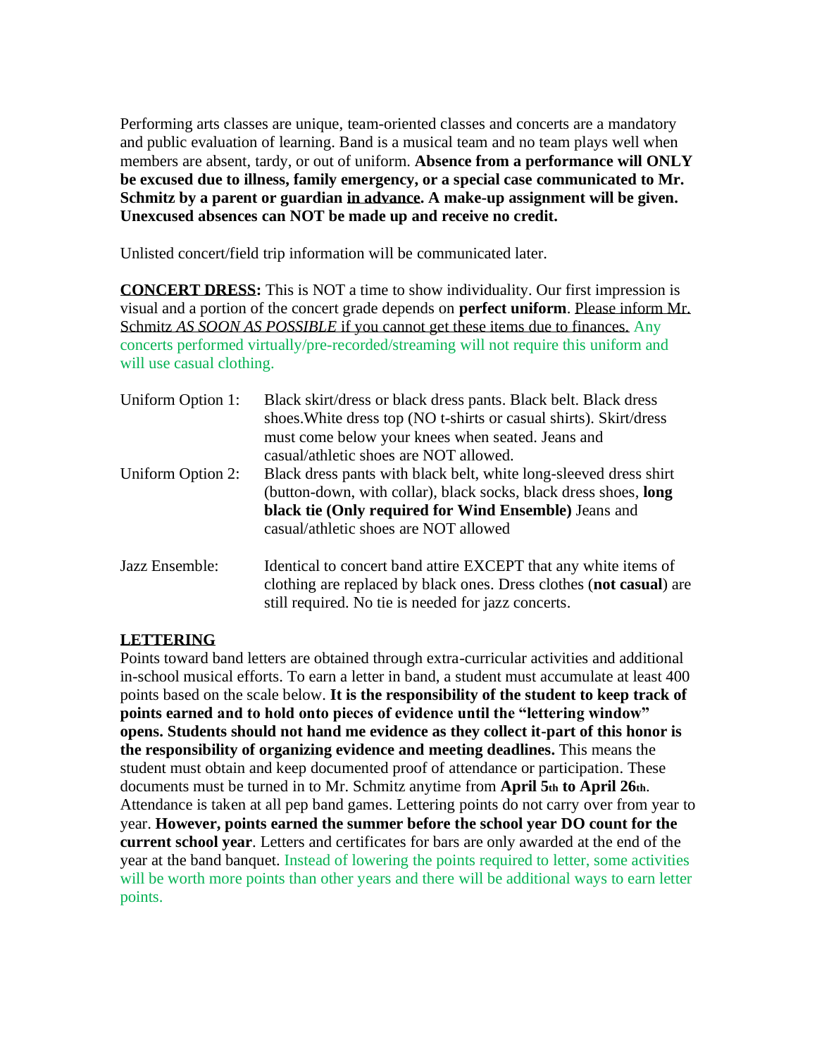Performing arts classes are unique, team-oriented classes and concerts are a mandatory and public evaluation of learning. Band is a musical team and no team plays well when members are absent, tardy, or out of uniform. **Absence from a performance will ONLY be excused due to illness, family emergency, or a special case communicated to Mr. Schmitz by a parent or guardian <u>in advance</u>. A make-up assignment will be given. Unexcused absences can NOT be made up and receive no credit.**

Unlisted concert/field trip information will be communicated later.

**<u>CONCERT DRESS</u>:** This is NOT a time to show individuality. Our first impression is visual and a portion of the concert grade depends on **perfect uniform**. <u>Please inform Mr. Schmitz *AS SOON AS POSSIBLE* if you cannot get these items due to finances.</u> Any concerts performed virtually/pre-recorded/streaming will not require this uniform and will use casual clothing.

| | |
|---|---|
| Uniform Option 1: | Black skirt/dress or black dress pants. Black belt. Black dress shoes.White dress top (NO t-shirts or casual shirts). Skirt/dress must come below your knees when seated. Jeans and casual/athletic shoes are NOT allowed. |
| Uniform Option 2: | Black dress pants with black belt, white long-sleeved dress shirt (button-down, with collar), black socks, black dress shoes, **long black tie (Only required for Wind Ensemble)** Jeans and casual/athletic shoes are NOT allowed |
| Jazz Ensemble: | Identical to concert band attire EXCEPT that any white items of clothing are replaced by black ones. Dress clothes (**not casual**) are still required. No tie is needed for jazz concerts. |

**<u>LETTERING</u>**

Points toward band letters are obtained through extra-curricular activities and additional in-school musical efforts. To earn a letter in band, a student must accumulate at least 400 points based on the scale below. **It is the responsibility of the student to keep track of points earned and to hold onto pieces of evidence until the "lettering window" opens. Students should not hand me evidence as they collect it-part of this honor is the responsibility of organizing evidence and meeting deadlines.** This means the student must obtain and keep documented proof of attendance or participation. These documents must be turned in to Mr. Schmitz anytime from **April 5th to April 26th**. Attendance is taken at all pep band games. Lettering points do not carry over from year to year. **However, points earned the summer before the school year DO count for the current school year**. Letters and certificates for bars are only awarded at the end of the year at the band banquet. Instead of lowering the points required to letter, some activities will be worth more points than other years and there will be additional ways to earn letter points.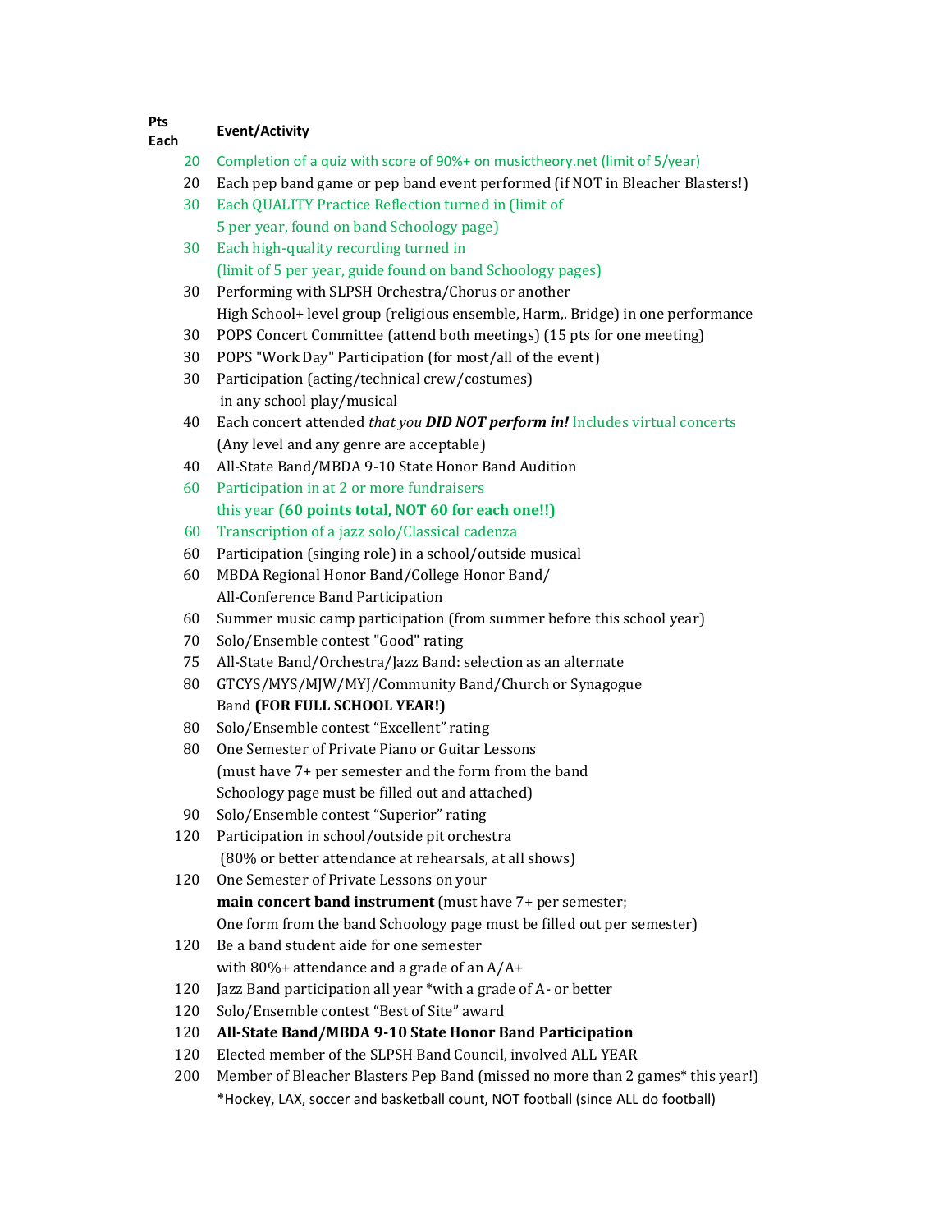| Pts Each | Event/Activity |
|---|---|
| 20 | Completion of a quiz with score of 90%+ on musictheory.net (limit of 5/year) |
| 20 | Each pep band game or pep band event performed (if NOT in Bleacher Blasters!) |
| 30 | Each QUALITY Practice Reflection turned in (limit of 5 per year, found on band Schoology page) |
| 30 | Each high-quality recording turned in (limit of 5 per year, guide found on band Schoology pages) |
| 30 | Performing with SLPSH Orchestra/Chorus or another High School+ level group (religious ensemble, Harm,. Bridge) in one performance |
| 30 | POPS Concert Committee (attend both meetings) (15 pts for one meeting) |
| 30 | POPS "Work Day" Participation (for most/all of the event) |
| 30 | Participation (acting/technical crew/costumes) in any school play/musical |
| 40 | Each concert attended *that you* ***DID NOT perform in!*** Includes virtual concerts (Any level and any genre are acceptable) |
| 40 | All-State Band/MBDA 9-10 State Honor Band Audition |
| 60 | Participation in at 2 or more fundraisers this year **(60 points total, NOT 60 for each one!!)** |
| 60 | Transcription of a jazz solo/Classical cadenza |
| 60 | Participation (singing role) in a school/outside musical |
| 60 | MBDA Regional Honor Band/College Honor Band/ All-Conference Band Participation |
| 60 | Summer music camp participation (from summer before this school year) |
| 70 | Solo/Ensemble contest "Good" rating |
| 75 | All-State Band/Orchestra/Jazz Band: selection as an alternate |
| 80 | GTCYS/MYS/MJW/MYJ/Community Band/Church or Synagogue Band **(FOR FULL SCHOOL YEAR!)** |
| 80 | Solo/Ensemble contest "Excellent" rating |
| 80 | One Semester of Private Piano or Guitar Lessons (must have 7+ per semester and the form from the band Schoology page must be filled out and attached) |
| 90 | Solo/Ensemble contest "Superior" rating |
| 120 | Participation in school/outside pit orchestra (80% or better attendance at rehearsals, at all shows) |
| 120 | One Semester of Private Lessons on your **main concert band instrument** (must have 7+ per semester; One form from the band Schoology page must be filled out per semester) |
| 120 | Be a band student aide for one semester with 80%+ attendance and a grade of an A/A+ |
| 120 | Jazz Band participation all year *with a grade of A- or better |
| 120 | Solo/Ensemble contest "Best of Site" award |
| 120 | **All-State Band/MBDA 9-10 State Honor Band Participation** |
| 120 | Elected member of the SLPSH Band Council, involved ALL YEAR |
| 200 | Member of Bleacher Blasters Pep Band (missed no more than 2 games* this year!) *Hockey, LAX, soccer and basketball count, NOT football (since ALL do football) |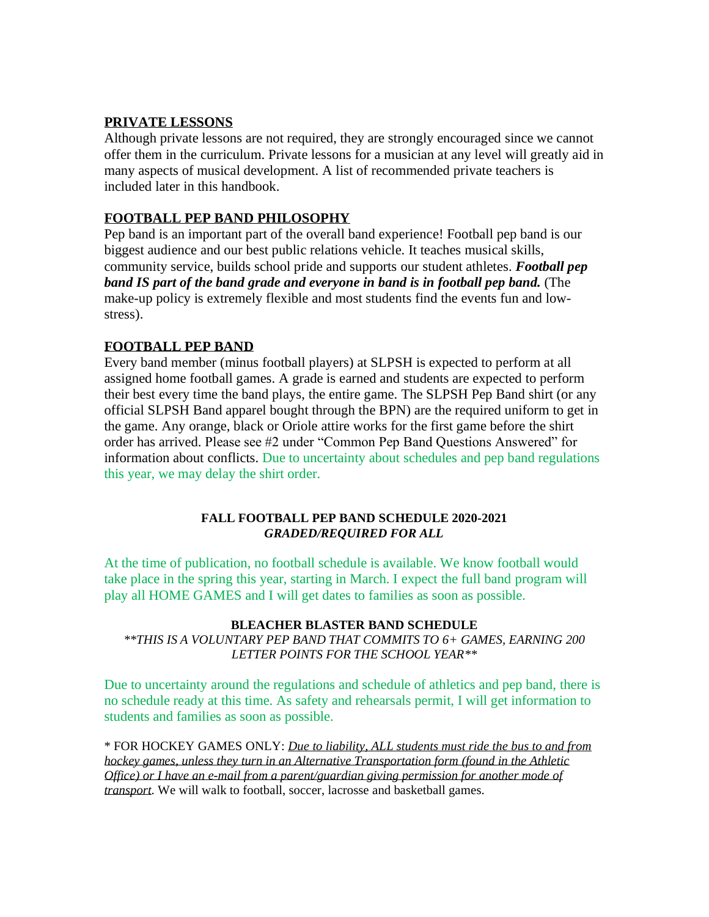## PRIVATE LESSONS

Although private lessons are not required, they are strongly encouraged since we cannot offer them in the curriculum. Private lessons for a musician at any level will greatly aid in many aspects of musical development. A list of recommended private teachers is included later in this handbook.

## FOOTBALL PEP BAND PHILOSOPHY

Pep band is an important part of the overall band experience! Football pep band is our biggest audience and our best public relations vehicle. It teaches musical skills, community service, builds school pride and supports our student athletes. ***Football pep band IS part of the band grade and everyone in band is in football pep band.*** (The make-up policy is extremely flexible and most students find the events fun and low-stress).

## FOOTBALL PEP BAND

Every band member (minus football players) at SLPSH is expected to perform at all assigned home football games. A grade is earned and students are expected to perform their best every time the band plays, the entire game. The SLPSH Pep Band shirt (or any official SLPSH Band apparel bought through the BPN) are the required uniform to get in the game. Any orange, black or Oriole attire works for the first game before the shirt order has arrived. Please see #2 under "Common Pep Band Questions Answered" for information about conflicts. Due to uncertainty about schedules and pep band regulations this year, we may delay the shirt order.

**FALL FOOTBALL PEP BAND SCHEDULE 2020-2021**
***GRADED/REQUIRED FOR ALL***

At the time of publication, no football schedule is available. We know football would take place in the spring this year, starting in March. I expect the full band program will play all HOME GAMES and I will get dates to families as soon as possible.

**BLEACHER BLASTER BAND SCHEDULE**
*\*\*THIS IS A VOLUNTARY PEP BAND THAT COMMITS TO 6+ GAMES, EARNING 200 LETTER POINTS FOR THE SCHOOL YEAR\*\**

Due to uncertainty around the regulations and schedule of athletics and pep band, there is no schedule ready at this time. As safety and rehearsals permit, I will get information to students and families as soon as possible.

\* FOR HOCKEY GAMES ONLY: *<u>Due to liability, ALL students must ride the bus to and from hockey games, unless they turn in an Alternative Transportation form (found in the Athletic Office) or I have an e-mail from a parent/guardian giving permission for another mode of transport</u>*. We will walk to football, soccer, lacrosse and basketball games.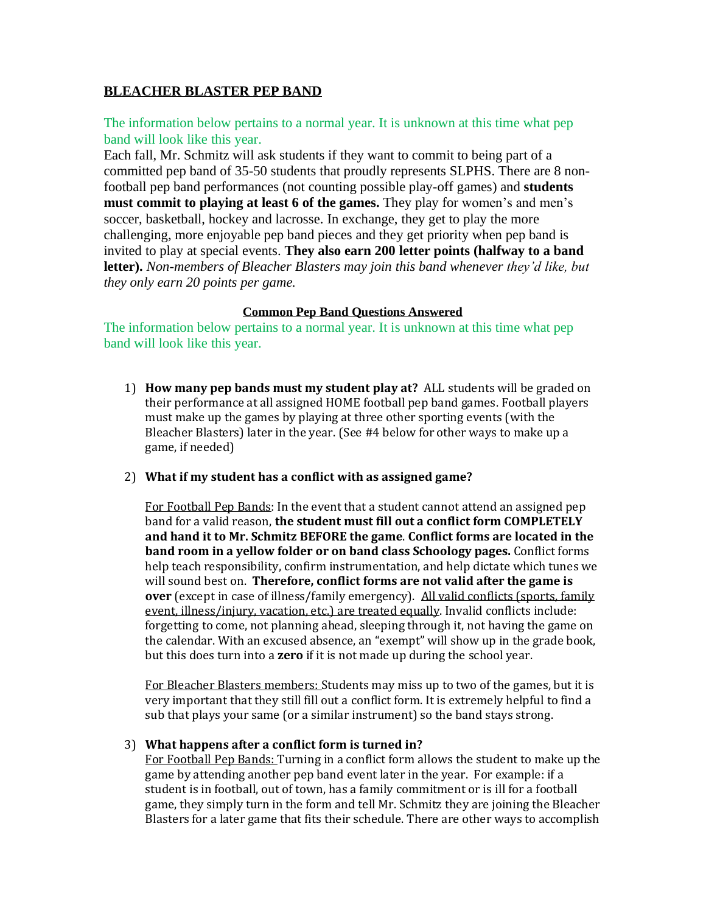## BLEACHER BLASTER PEP BAND

The information below pertains to a normal year. It is unknown at this time what pep band will look like this year.

Each fall, Mr. Schmitz will ask students if they want to commit to being part of a committed pep band of 35-50 students that proudly represents SLPHS. There are 8 non-football pep band performances (not counting possible play-off games) and **students must commit to playing at least 6 of the games.** They play for women's and men's soccer, basketball, hockey and lacrosse. In exchange, they get to play the more challenging, more enjoyable pep band pieces and they get priority when pep band is invited to play at special events. **They also earn 200 letter points (halfway to a band letter).** *Non-members of Bleacher Blasters may join this band whenever they'd like, but they only earn 20 points per game.*

### Common Pep Band Questions Answered

The information below pertains to a normal year. It is unknown at this time what pep band will look like this year.

1) **How many pep bands must my student play at?** ALL students will be graded on their performance at all assigned HOME football pep band games. Football players must make up the games by playing at three other sporting events (with the Bleacher Blasters) later in the year. (See #4 below for other ways to make up a game, if needed)

2) **What if my student has a conflict with as assigned game?**

   For Football Pep Bands: In the event that a student cannot attend an assigned pep band for a valid reason, **the student must fill out a conflict form COMPLETELY and hand it to Mr. Schmitz BEFORE the game**. **Conflict forms are located in the band room in a yellow folder or on band class Schoology pages.** Conflict forms help teach responsibility, confirm instrumentation, and help dictate which tunes we will sound best on. **Therefore, conflict forms are not valid after the game is over** (except in case of illness/family emergency). All valid conflicts (sports, family event, illness/injury, vacation, etc.) are treated equally. Invalid conflicts include: forgetting to come, not planning ahead, sleeping through it, not having the game on the calendar. With an excused absence, an "exempt" will show up in the grade book, but this does turn into a **zero** if it is not made up during the school year.

   For Bleacher Blasters members: Students may miss up to two of the games, but it is very important that they still fill out a conflict form. It is extremely helpful to find a sub that plays your same (or a similar instrument) so the band stays strong.

3) **What happens after a conflict form is turned in?**
   For Football Pep Bands: Turning in a conflict form allows the student to make up the game by attending another pep band event later in the year. For example: if a student is in football, out of town, has a family commitment or is ill for a football game, they simply turn in the form and tell Mr. Schmitz they are joining the Bleacher Blasters for a later game that fits their schedule. There are other ways to accomplish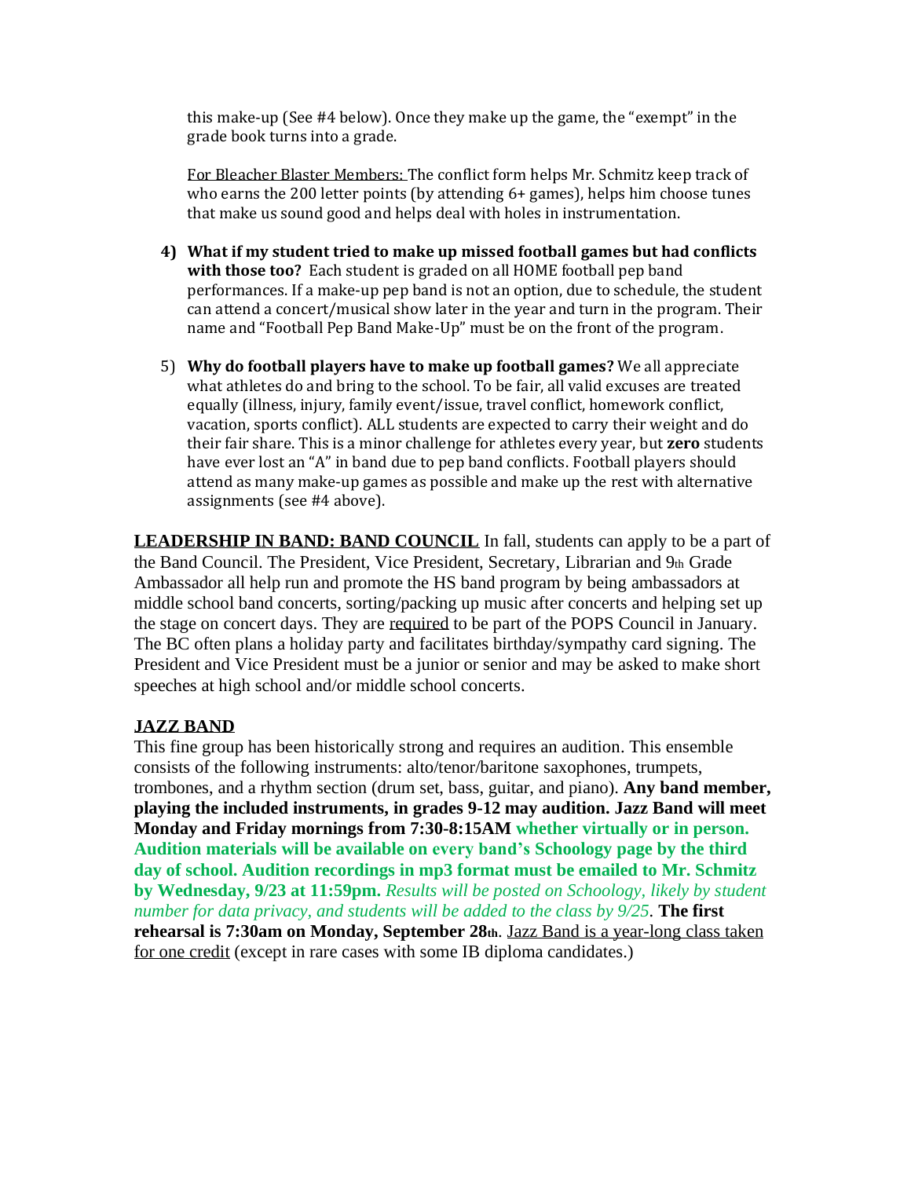this make-up (See #4 below). Once they make up the game, the "exempt" in the grade book turns into a grade.

For Bleacher Blaster Members: The conflict form helps Mr. Schmitz keep track of who earns the 200 letter points (by attending 6+ games), helps him choose tunes that make us sound good and helps deal with holes in instrumentation.

4) **What if my student tried to make up missed football games but had conflicts with those too?** Each student is graded on all HOME football pep band performances. If a make-up pep band is not an option, due to schedule, the student can attend a concert/musical show later in the year and turn in the program. Their name and "Football Pep Band Make-Up" must be on the front of the program.

5) **Why do football players have to make up football games?** We all appreciate what athletes do and bring to the school. To be fair, all valid excuses are treated equally (illness, injury, family event/issue, travel conflict, homework conflict, vacation, sports conflict). ALL students are expected to carry their weight and do their fair share. This is a minor challenge for athletes every year, but **zero** students have ever lost an "A" in band due to pep band conflicts. Football players should attend as many make-up games as possible and make up the rest with alternative assignments (see #4 above).

**LEADERSHIP IN BAND: BAND COUNCIL** In fall, students can apply to be a part of the Band Council. The President, Vice President, Secretary, Librarian and 9th Grade Ambassador all help run and promote the HS band program by being ambassadors at middle school band concerts, sorting/packing up music after concerts and helping set up the stage on concert days. They are required to be part of the POPS Council in January. The BC often plans a holiday party and facilitates birthday/sympathy card signing. The President and Vice President must be a junior or senior and may be asked to make short speeches at high school and/or middle school concerts.

## JAZZ BAND

This fine group has been historically strong and requires an audition. This ensemble consists of the following instruments: alto/tenor/baritone saxophones, trumpets, trombones, and a rhythm section (drum set, bass, guitar, and piano). **Any band member, playing the included instruments, in grades 9-12 may audition. Jazz Band will meet Monday and Friday mornings from 7:30-8:15AM whether virtually or in person. Audition materials will be available on every band's Schoology page by the third day of school. Audition recordings in mp3 format must be emailed to Mr. Schmitz by Wednesday, 9/23 at 11:59pm.** *Results will be posted on Schoology, likely by student number for data privacy, and students will be added to the class by 9/25*. **The first rehearsal is 7:30am on Monday, September 28th**. Jazz Band is a year-long class taken for one credit (except in rare cases with some IB diploma candidates.)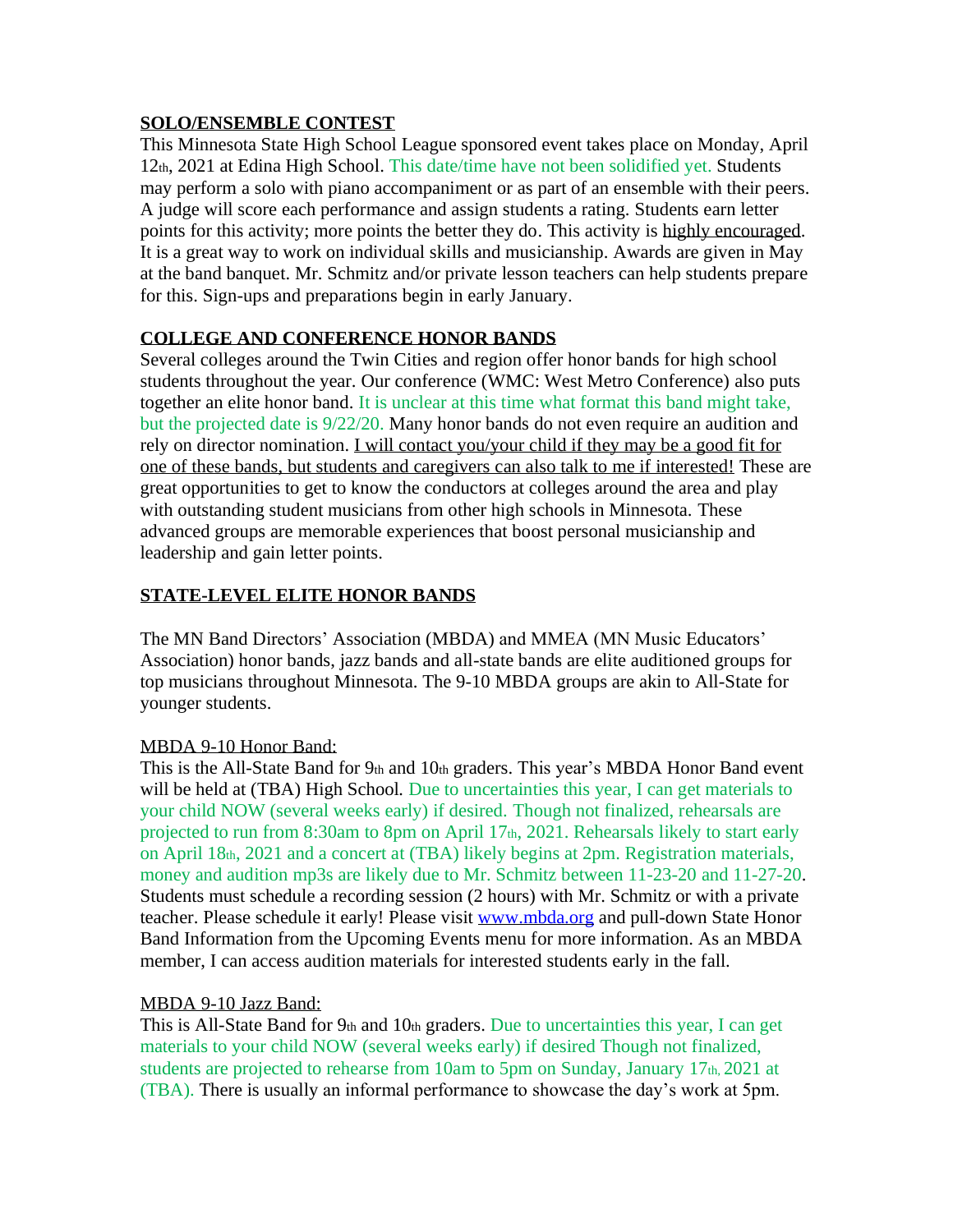## SOLO/ENSEMBLE CONTEST

This Minnesota State High School League sponsored event takes place on Monday, April 12th, 2021 at Edina High School. This date/time have not been solidified yet. Students may perform a solo with piano accompaniment or as part of an ensemble with their peers. A judge will score each performance and assign students a rating. Students earn letter points for this activity; more points the better they do. This activity is highly encouraged. It is a great way to work on individual skills and musicianship. Awards are given in May at the band banquet. Mr. Schmitz and/or private lesson teachers can help students prepare for this. Sign-ups and preparations begin in early January.

## COLLEGE AND CONFERENCE HONOR BANDS

Several colleges around the Twin Cities and region offer honor bands for high school students throughout the year. Our conference (WMC: West Metro Conference) also puts together an elite honor band. It is unclear at this time what format this band might take, but the projected date is 9/22/20. Many honor bands do not even require an audition and rely on director nomination. I will contact you/your child if they may be a good fit for one of these bands, but students and caregivers can also talk to me if interested! These are great opportunities to get to know the conductors at colleges around the area and play with outstanding student musicians from other high schools in Minnesota. These advanced groups are memorable experiences that boost personal musicianship and leadership and gain letter points.

## STATE-LEVEL ELITE HONOR BANDS

The MN Band Directors' Association (MBDA) and MMEA (MN Music Educators' Association) honor bands, jazz bands and all-state bands are elite auditioned groups for top musicians throughout Minnesota. The 9-10 MBDA groups are akin to All-State for younger students.

### MBDA 9-10 Honor Band:

This is the All-State Band for 9th and 10th graders. This year's MBDA Honor Band event will be held at (TBA) High School. Due to uncertainties this year, I can get materials to your child NOW (several weeks early) if desired. Though not finalized, rehearsals are projected to run from 8:30am to 8pm on April 17th, 2021. Rehearsals likely to start early on April 18th, 2021 and a concert at (TBA) likely begins at 2pm. Registration materials, money and audition mp3s are likely due to Mr. Schmitz between 11-23-20 and 11-27-20. Students must schedule a recording session (2 hours) with Mr. Schmitz or with a private teacher. Please schedule it early! Please visit www.mbda.org and pull-down State Honor Band Information from the Upcoming Events menu for more information. As an MBDA member, I can access audition materials for interested students early in the fall.

### MBDA 9-10 Jazz Band:

This is All-State Band for 9th and 10th graders. Due to uncertainties this year, I can get materials to your child NOW (several weeks early) if desired Though not finalized, students are projected to rehearse from 10am to 5pm on Sunday, January 17th, 2021 at (TBA). There is usually an informal performance to showcase the day's work at 5pm.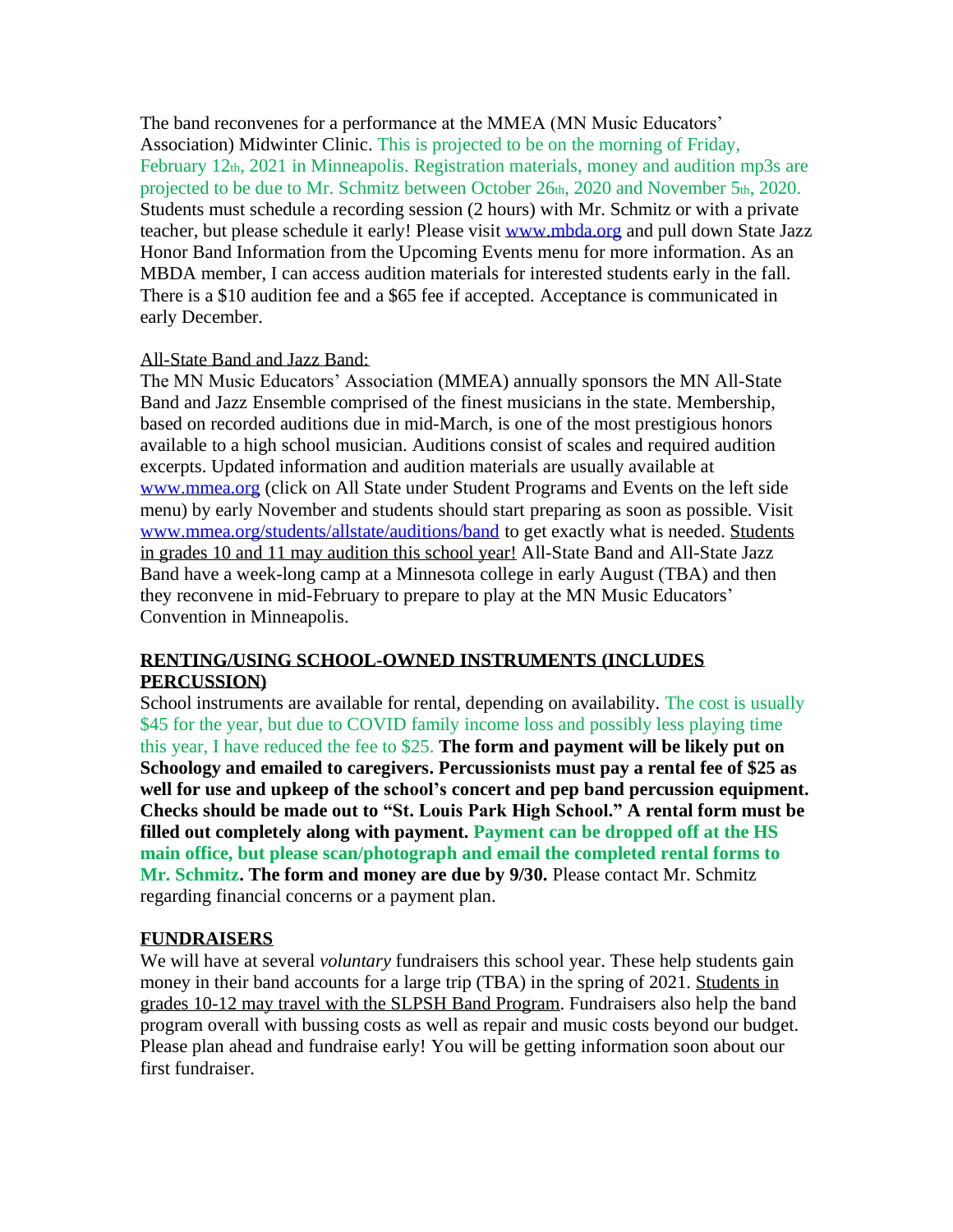The band reconvenes for a performance at the MMEA (MN Music Educators' Association) Midwinter Clinic. This is projected to be on the morning of Friday, February 12th, 2021 in Minneapolis. Registration materials, money and audition mp3s are projected to be due to Mr. Schmitz between October 26th, 2020 and November 5th, 2020. Students must schedule a recording session (2 hours) with Mr. Schmitz or with a private teacher, but please schedule it early! Please visit www.mbda.org and pull down State Jazz Honor Band Information from the Upcoming Events menu for more information. As an MBDA member, I can access audition materials for interested students early in the fall. There is a $10 audition fee and a $65 fee if accepted. Acceptance is communicated in early December.

All-State Band and Jazz Band:

The MN Music Educators' Association (MMEA) annually sponsors the MN All-State Band and Jazz Ensemble comprised of the finest musicians in the state. Membership, based on recorded auditions due in mid-March, is one of the most prestigious honors available to a high school musician. Auditions consist of scales and required audition excerpts. Updated information and audition materials are usually available at www.mmea.org (click on All State under Student Programs and Events on the left side menu) by early November and students should start preparing as soon as possible. Visit www.mmea.org/students/allstate/auditions/band to get exactly what is needed. Students in grades 10 and 11 may audition this school year! All-State Band and All-State Jazz Band have a week-long camp at a Minnesota college in early August (TBA) and then they reconvene in mid-February to prepare to play at the MN Music Educators' Convention in Minneapolis.

## RENTING/USING SCHOOL-OWNED INSTRUMENTS (INCLUDES PERCUSSION)

School instruments are available for rental, depending on availability. The cost is usually $45 for the year, but due to COVID family income loss and possibly less playing time this year, I have reduced the fee to $25. **The form and payment will be likely put on Schoology and emailed to caregivers. Percussionists must pay a rental fee of $25 as well for use and upkeep of the school's concert and pep band percussion equipment. Checks should be made out to "St. Louis Park High School." A rental form must be filled out completely along with payment. Payment can be dropped off at the HS main office, but please scan/photograph and email the completed rental forms to Mr. Schmitz. The form and money are due by 9/30.** Please contact Mr. Schmitz regarding financial concerns or a payment plan.

## FUNDRAISERS

We will have at several *voluntary* fundraisers this school year. These help students gain money in their band accounts for a large trip (TBA) in the spring of 2021. Students in grades 10-12 may travel with the SLPSH Band Program. Fundraisers also help the band program overall with bussing costs as well as repair and music costs beyond our budget. Please plan ahead and fundraise early! You will be getting information soon about our first fundraiser.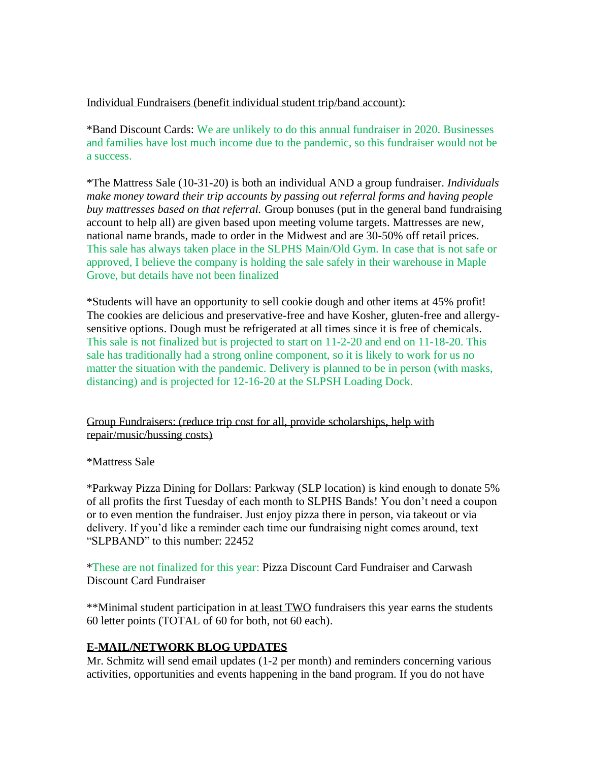Individual Fundraisers (benefit individual student trip/band account):

*Band Discount Cards: We are unlikely to do this annual fundraiser in 2020. Businesses and families have lost much income due to the pandemic, so this fundraiser would not be a success.

*The Mattress Sale (10-31-20) is both an individual AND a group fundraiser. *Individuals make money toward their trip accounts by passing out referral forms and having people buy mattresses based on that referral.* Group bonuses (put in the general band fundraising account to help all) are given based upon meeting volume targets. Mattresses are new, national name brands, made to order in the Midwest and are 30-50% off retail prices. This sale has always taken place in the SLPHS Main/Old Gym. In case that is not safe or approved, I believe the company is holding the sale safely in their warehouse in Maple Grove, but details have not been finalized

*Students will have an opportunity to sell cookie dough and other items at 45% profit! The cookies are delicious and preservative-free and have Kosher, gluten-free and allergy-sensitive options. Dough must be refrigerated at all times since it is free of chemicals. This sale is not finalized but is projected to start on 11-2-20 and end on 11-18-20. This sale has traditionally had a strong online component, so it is likely to work for us no matter the situation with the pandemic. Delivery is planned to be in person (with masks, distancing) and is projected for 12-16-20 at the SLPSH Loading Dock.

Group Fundraisers: (reduce trip cost for all, provide scholarships, help with repair/music/bussing costs)

*Mattress Sale

*Parkway Pizza Dining for Dollars: Parkway (SLP location) is kind enough to donate 5% of all profits the first Tuesday of each month to SLPHS Bands! You don't need a coupon or to even mention the fundraiser. Just enjoy pizza there in person, via takeout or via delivery. If you'd like a reminder each time our fundraising night comes around, text "SLPBAND" to this number: 22452

*These are not finalized for this year: Pizza Discount Card Fundraiser and Carwash Discount Card Fundraiser

**Minimal student participation in at least TWO fundraisers this year earns the students 60 letter points (TOTAL of 60 for both, not 60 each).

**E-MAIL/NETWORK BLOG UPDATES**

Mr. Schmitz will send email updates (1-2 per month) and reminders concerning various activities, opportunities and events happening in the band program. If you do not have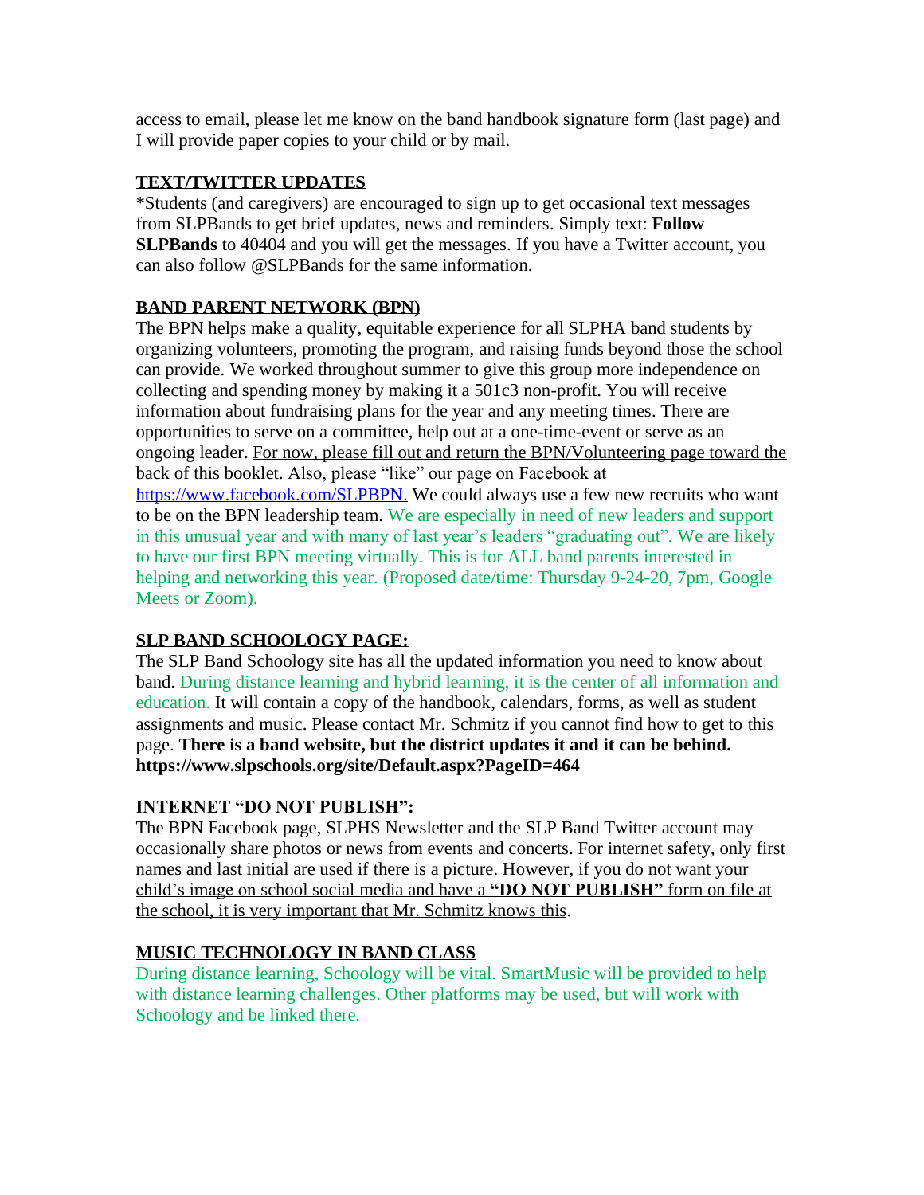access to email, please let me know on the band handbook signature form (last page) and I will provide paper copies to your child or by mail.

## TEXT/TWITTER UPDATES

*Students (and caregivers) are encouraged to sign up to get occasional text messages from SLPBands to get brief updates, news and reminders. Simply text: **Follow SLPBands** to 40404 and you will get the messages. If you have a Twitter account, you can also follow @SLPBands for the same information.

## BAND PARENT NETWORK (BPN)

The BPN helps make a quality, equitable experience for all SLPHA band students by organizing volunteers, promoting the program, and raising funds beyond those the school can provide. We worked throughout summer to give this group more independence on collecting and spending money by making it a 501c3 non-profit. You will receive information about fundraising plans for the year and any meeting times. There are opportunities to serve on a committee, help out at a one-time-event or serve as an ongoing leader. For now, please fill out and return the BPN/Volunteering page toward the back of this booklet. Also, please "like" our page on Facebook at https://www.facebook.com/SLPBPN. We could always use a few new recruits who want to be on the BPN leadership team. We are especially in need of new leaders and support in this unusual year and with many of last year's leaders "graduating out". We are likely to have our first BPN meeting virtually. This is for ALL band parents interested in helping and networking this year. (Proposed date/time: Thursday 9-24-20, 7pm, Google Meets or Zoom).

## SLP BAND SCHOOLOGY PAGE:

The SLP Band Schoology site has all the updated information you need to know about band. During distance learning and hybrid learning, it is the center of all information and education. It will contain a copy of the handbook, calendars, forms, as well as student assignments and music. Please contact Mr. Schmitz if you cannot find how to get to this page. **There is a band website, but the district updates it and it can be behind. https://www.slpschools.org/site/Default.aspx?PageID=464**

## INTERNET "DO NOT PUBLISH":

The BPN Facebook page, SLPHS Newsletter and the SLP Band Twitter account may occasionally share photos or news from events and concerts. For internet safety, only first names and last initial are used if there is a picture. However, if you do not want your child's image on school social media and have a **"DO NOT PUBLISH"** form on file at the school, it is very important that Mr. Schmitz knows this.

## MUSIC TECHNOLOGY IN BAND CLASS

During distance learning, Schoology will be vital. SmartMusic will be provided to help with distance learning challenges. Other platforms may be used, but will work with Schoology and be linked there.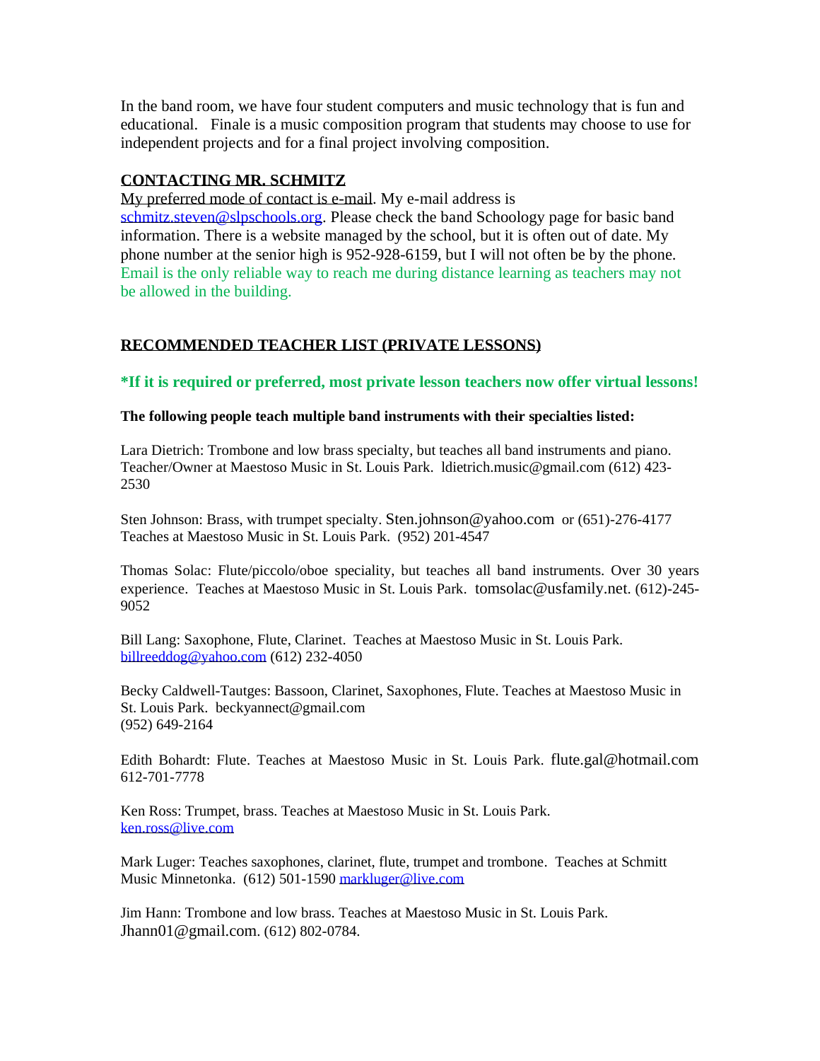In the band room, we have four student computers and music technology that is fun and educational. Finale is a music composition program that students may choose to use for independent projects and for a final project involving composition.

## CONTACTING MR. SCHMITZ

My preferred mode of contact is e-mail. My e-mail address is schmitz.steven@slpschools.org. Please check the band Schoology page for basic band information. There is a website managed by the school, but it is often out of date. My phone number at the senior high is 952-928-6159, but I will not often be by the phone. Email is the only reliable way to reach me during distance learning as teachers may not be allowed in the building.

## RECOMMENDED TEACHER LIST (PRIVATE LESSONS)

**\*If it is required or preferred, most private lesson teachers now offer virtual lessons!**

**The following people teach multiple band instruments with their specialties listed:**

Lara Dietrich: Trombone and low brass specialty, but teaches all band instruments and piano. Teacher/Owner at Maestoso Music in St. Louis Park. ldietrich.music@gmail.com (612) 423-2530

Sten Johnson: Brass, with trumpet specialty. Sten.johnson@yahoo.com or (651)-276-4177 Teaches at Maestoso Music in St. Louis Park. (952) 201-4547

Thomas Solac: Flute/piccolo/oboe speciality, but teaches all band instruments. Over 30 years experience. Teaches at Maestoso Music in St. Louis Park. tomsolac@usfamily.net. (612)-245-9052

Bill Lang: Saxophone, Flute, Clarinet. Teaches at Maestoso Music in St. Louis Park. billreeddog@yahoo.com (612) 232-4050

Becky Caldwell-Tautges: Bassoon, Clarinet, Saxophones, Flute. Teaches at Maestoso Music in St. Louis Park. beckyannect@gmail.com (952) 649-2164

Edith Bohardt: Flute. Teaches at Maestoso Music in St. Louis Park. flute.gal@hotmail.com 612-701-7778

Ken Ross: Trumpet, brass. Teaches at Maestoso Music in St. Louis Park. ken.ross@live.com

Mark Luger: Teaches saxophones, clarinet, flute, trumpet and trombone. Teaches at Schmitt Music Minnetonka. (612) 501-1590 markluger@live.com

Jim Hann: Trombone and low brass. Teaches at Maestoso Music in St. Louis Park. Jhann01@gmail.com. (612) 802-0784.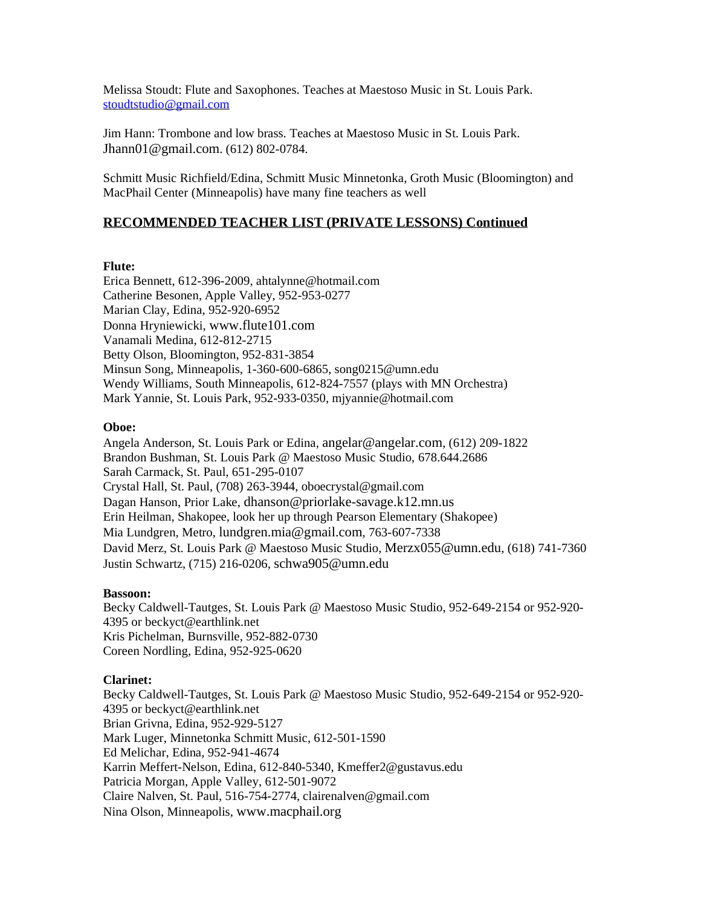Melissa Stoudt: Flute and Saxophones. Teaches at Maestoso Music in St. Louis Park. stoudtstudio@gmail.com

Jim Hann: Trombone and low brass. Teaches at Maestoso Music in St. Louis Park. Jhann01@gmail.com. (612) 802-0784.

Schmitt Music Richfield/Edina, Schmitt Music Minnetonka, Groth Music (Bloomington) and MacPhail Center (Minneapolis) have many fine teachers as well

## RECOMMENDED TEACHER LIST (PRIVATE LESSONS) Continued

**Flute:**
Erica Bennett, 612-396-2009, ahtalynne@hotmail.com
Catherine Besonen, Apple Valley, 952-953-0277
Marian Clay, Edina, 952-920-6952
Donna Hryniewicki, www.flute101.com
Vanamali Medina, 612-812-2715
Betty Olson, Bloomington, 952-831-3854
Minsun Song, Minneapolis, 1-360-600-6865, song0215@umn.edu
Wendy Williams, South Minneapolis, 612-824-7557 (plays with MN Orchestra)
Mark Yannie, St. Louis Park, 952-933-0350, mjyannie@hotmail.com

**Oboe:**
Angela Anderson, St. Louis Park or Edina, angelar@angelar.com, (612) 209-1822
Brandon Bushman, St. Louis Park @ Maestoso Music Studio, 678.644.2686
Sarah Carmack, St. Paul, 651-295-0107
Crystal Hall, St. Paul, (708) 263-3944, oboecrystal@gmail.com
Dagan Hanson, Prior Lake, dhanson@priorlake-savage.k12.mn.us
Erin Heilman, Shakopee, look her up through Pearson Elementary (Shakopee)
Mia Lundgren, Metro, lundgren.mia@gmail.com, 763-607-7338
David Merz, St. Louis Park @ Maestoso Music Studio, Merzx055@umn.edu, (618) 741-7360
Justin Schwartz, (715) 216-0206, schwa905@umn.edu

**Bassoon:**
Becky Caldwell-Tautges, St. Louis Park @ Maestoso Music Studio, 952-649-2154 or 952-920-4395 or beckyct@earthlink.net
Kris Pichelman, Burnsville, 952-882-0730
Coreen Nordling, Edina, 952-925-0620

**Clarinet:**
Becky Caldwell-Tautges, St. Louis Park @ Maestoso Music Studio, 952-649-2154 or 952-920-4395 or beckyct@earthlink.net
Brian Grivna, Edina, 952-929-5127
Mark Luger, Minnetonka Schmitt Music, 612-501-1590
Ed Melichar, Edina, 952-941-4674
Karrin Meffert-Nelson, Edina, 612-840-5340, Kmeffer2@gustavus.edu
Patricia Morgan, Apple Valley, 612-501-9072
Claire Nalven, St. Paul, 516-754-2774, clairenalven@gmail.com
Nina Olson, Minneapolis, www.macphail.org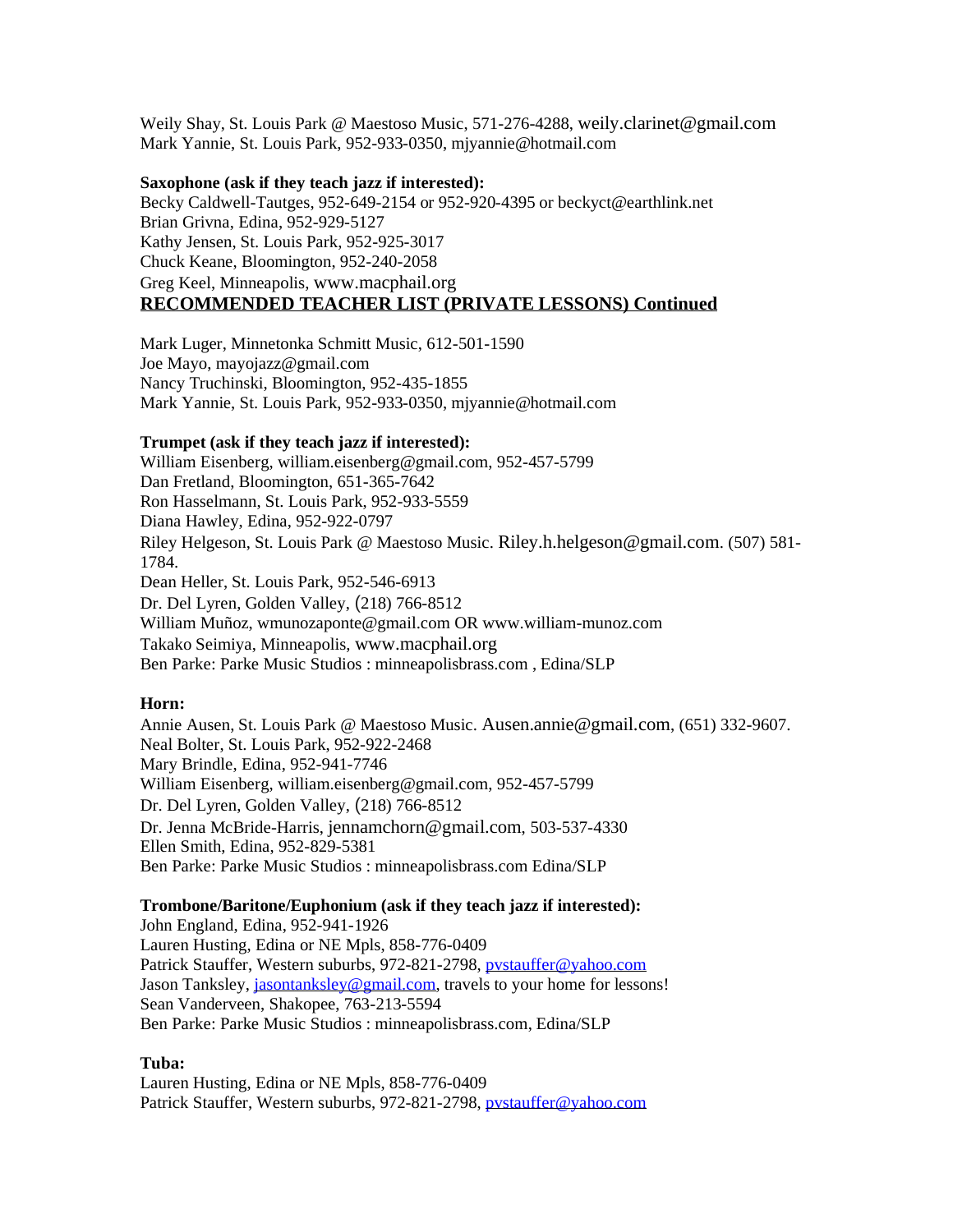Weily Shay, St. Louis Park @ Maestoso Music, 571-276-4288, weily.clarinet@gmail.com
Mark Yannie, St. Louis Park, 952-933-0350, mjyannie@hotmail.com

**Saxophone (ask if they teach jazz if interested):**
Becky Caldwell-Tautges, 952-649-2154 or 952-920-4395 or beckyct@earthlink.net
Brian Grivna, Edina, 952-929-5127
Kathy Jensen, St. Louis Park, 952-925-3017
Chuck Keane, Bloomington, 952-240-2058
Greg Keel, Minneapolis, www.macphail.org

**RECOMMENDED TEACHER LIST (PRIVATE LESSONS) Continued**

Mark Luger, Minnetonka Schmitt Music, 612-501-1590
Joe Mayo, mayojazz@gmail.com
Nancy Truchinski, Bloomington, 952-435-1855
Mark Yannie, St. Louis Park, 952-933-0350, mjyannie@hotmail.com

**Trumpet (ask if they teach jazz if interested):**
William Eisenberg, william.eisenberg@gmail.com, 952-457-5799
Dan Fretland, Bloomington, 651-365-7642
Ron Hasselmann, St. Louis Park, 952-933-5559
Diana Hawley, Edina, 952-922-0797
Riley Helgeson, St. Louis Park @ Maestoso Music. Riley.h.helgeson@gmail.com. (507) 581-1784.
Dean Heller, St. Louis Park, 952-546-6913
Dr. Del Lyren, Golden Valley, (218) 766-8512
William Muñoz, wmunozaponte@gmail.com OR www.william-munoz.com
Takako Seimiya, Minneapolis, www.macphail.org
Ben Parke: Parke Music Studios : minneapolisbrass.com , Edina/SLP

**Horn:**
Annie Ausen, St. Louis Park @ Maestoso Music. Ausen.annie@gmail.com, (651) 332-9607.
Neal Bolter, St. Louis Park, 952-922-2468
Mary Brindle, Edina, 952-941-7746
William Eisenberg, william.eisenberg@gmail.com, 952-457-5799
Dr. Del Lyren, Golden Valley, (218) 766-8512
Dr. Jenna McBride-Harris, jennamchorn@gmail.com, 503-537-4330
Ellen Smith, Edina, 952-829-5381
Ben Parke: Parke Music Studios : minneapolisbrass.com Edina/SLP

**Trombone/Baritone/Euphonium (ask if they teach jazz if interested):**
John England, Edina, 952-941-1926
Lauren Husting, Edina or NE Mpls, 858-776-0409
Patrick Stauffer, Western suburbs, 972-821-2798, pvstauffer@yahoo.com
Jason Tanksley, jasontanksley@gmail.com, travels to your home for lessons!
Sean Vanderveen, Shakopee, 763-213-5594
Ben Parke: Parke Music Studios : minneapolisbrass.com, Edina/SLP

**Tuba:**
Lauren Husting, Edina or NE Mpls, 858-776-0409
Patrick Stauffer, Western suburbs, 972-821-2798, pvstauffer@yahoo.com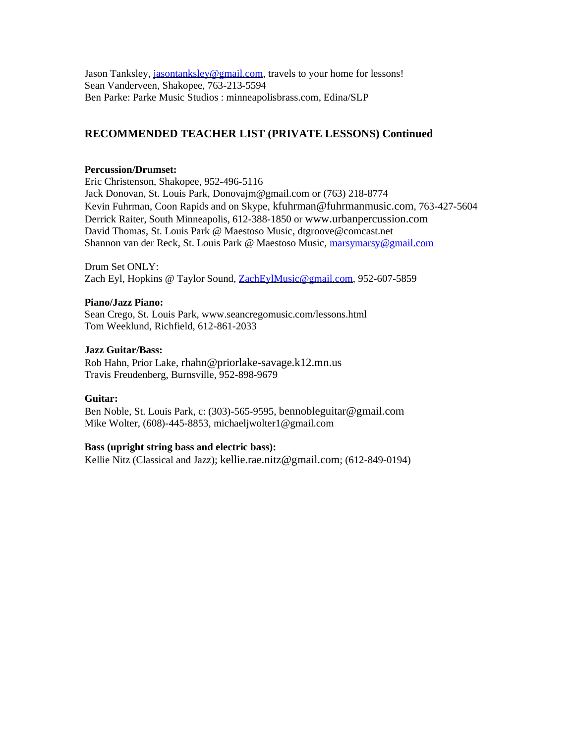Jason Tanksley, jasontanksley@gmail.com, travels to your home for lessons!
Sean Vanderveen, Shakopee, 763-213-5594
Ben Parke: Parke Music Studios : minneapolisbrass.com, Edina/SLP

## RECOMMENDED TEACHER LIST (PRIVATE LESSONS) Continued

**Percussion/Drumset:**
Eric Christenson, Shakopee, 952-496-5116
Jack Donovan, St. Louis Park, Donovajm@gmail.com or (763) 218-8774
Kevin Fuhrman, Coon Rapids and on Skype, kfuhrman@fuhrmanmusic.com, 763-427-5604
Derrick Raiter, South Minneapolis, 612-388-1850 or www.urbanpercussion.com
David Thomas, St. Louis Park @ Maestoso Music, dtgroove@comcast.net
Shannon van der Reck, St. Louis Park @ Maestoso Music, marsymarsy@gmail.com

Drum Set ONLY:
Zach Eyl, Hopkins @ Taylor Sound, ZachEylMusic@gmail.com, 952-607-5859

**Piano/Jazz Piano:**
Sean Crego, St. Louis Park, www.seancregomusic.com/lessons.html
Tom Weeklund, Richfield, 612-861-2033

**Jazz Guitar/Bass:**
Rob Hahn, Prior Lake, rhahn@priorlake-savage.k12.mn.us
Travis Freudenberg, Burnsville, 952-898-9679

**Guitar:**
Ben Noble, St. Louis Park, c: (303)-565-9595, bennobleguitar@gmail.com
Mike Wolter, (608)-445-8853, michaeljwolter1@gmail.com

**Bass (upright string bass and electric bass):**
Kellie Nitz (Classical and Jazz); kellie.rae.nitz@gmail.com; (612-849-0194)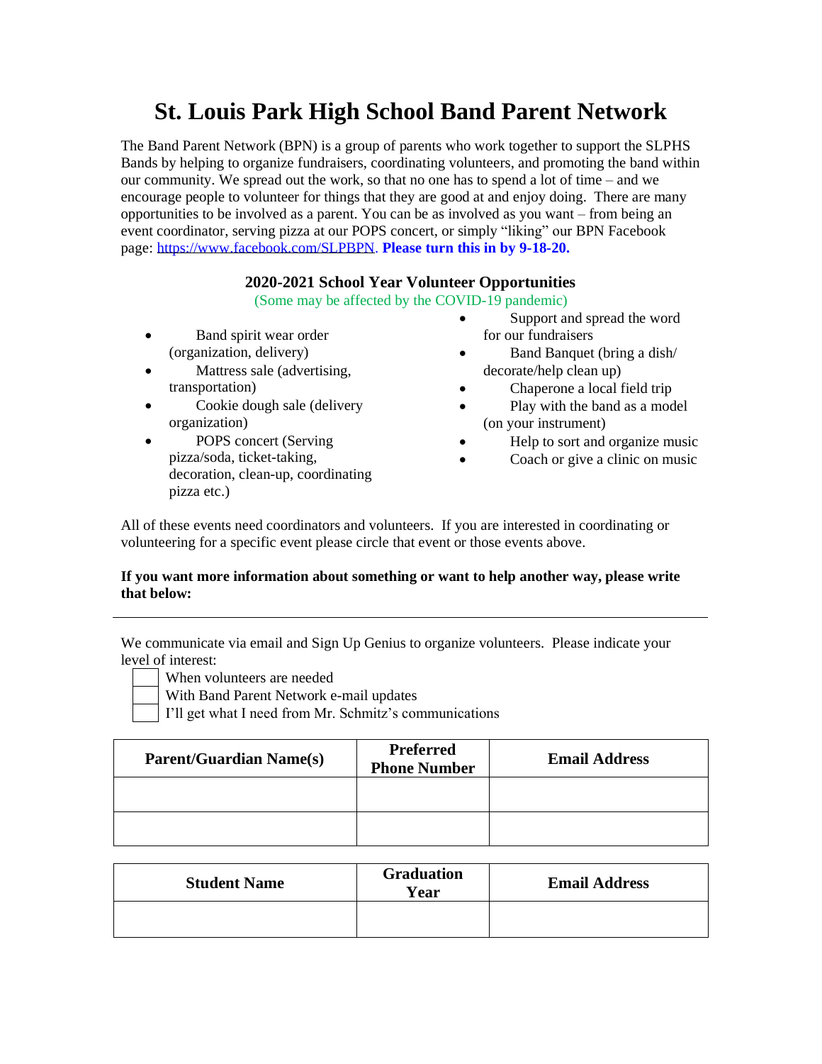# St. Louis Park High School Band Parent Network

The Band Parent Network (BPN) is a group of parents who work together to support the SLPHS Bands by helping to organize fundraisers, coordinating volunteers, and promoting the band within our community. We spread out the work, so that no one has to spend a lot of time – and we encourage people to volunteer for things that they are good at and enjoy doing. There are many opportunities to be involved as a parent. You can be as involved as you want – from being an event coordinator, serving pizza at our POPS concert, or simply "liking" our BPN Facebook page: https://www.facebook.com/SLPBPN. **Please turn this in by 9-18-20.**

### 2020-2021 School Year Volunteer Opportunities

(Some may be affected by the COVID-19 pandemic)

- Band spirit wear order (organization, delivery)
- Mattress sale (advertising, transportation)
- Cookie dough sale (delivery organization)
- POPS concert (Serving pizza/soda, ticket-taking, decoration, clean-up, coordinating pizza etc.)
- Support and spread the word for our fundraisers
- Band Banquet (bring a dish/ decorate/help clean up)
- Chaperone a local field trip
- Play with the band as a model (on your instrument)
- Help to sort and organize music
- Coach or give a clinic on music

All of these events need coordinators and volunteers. If you are interested in coordinating or volunteering for a specific event please circle that event or those events above.

**If you want more information about something or want to help another way, please write that below:**

---

We communicate via email and Sign Up Genius to organize volunteers. Please indicate your level of interest:

- ☐ When volunteers are needed
- ☐ With Band Parent Network e-mail updates
- ☐ I'll get what I need from Mr. Schmitz's communications

| Parent/Guardian Name(s) | Preferred Phone Number | Email Address |
|---|---|---|
| | | |
| | | |

| Student Name | Graduation Year | Email Address |
|---|---|---|
| | | |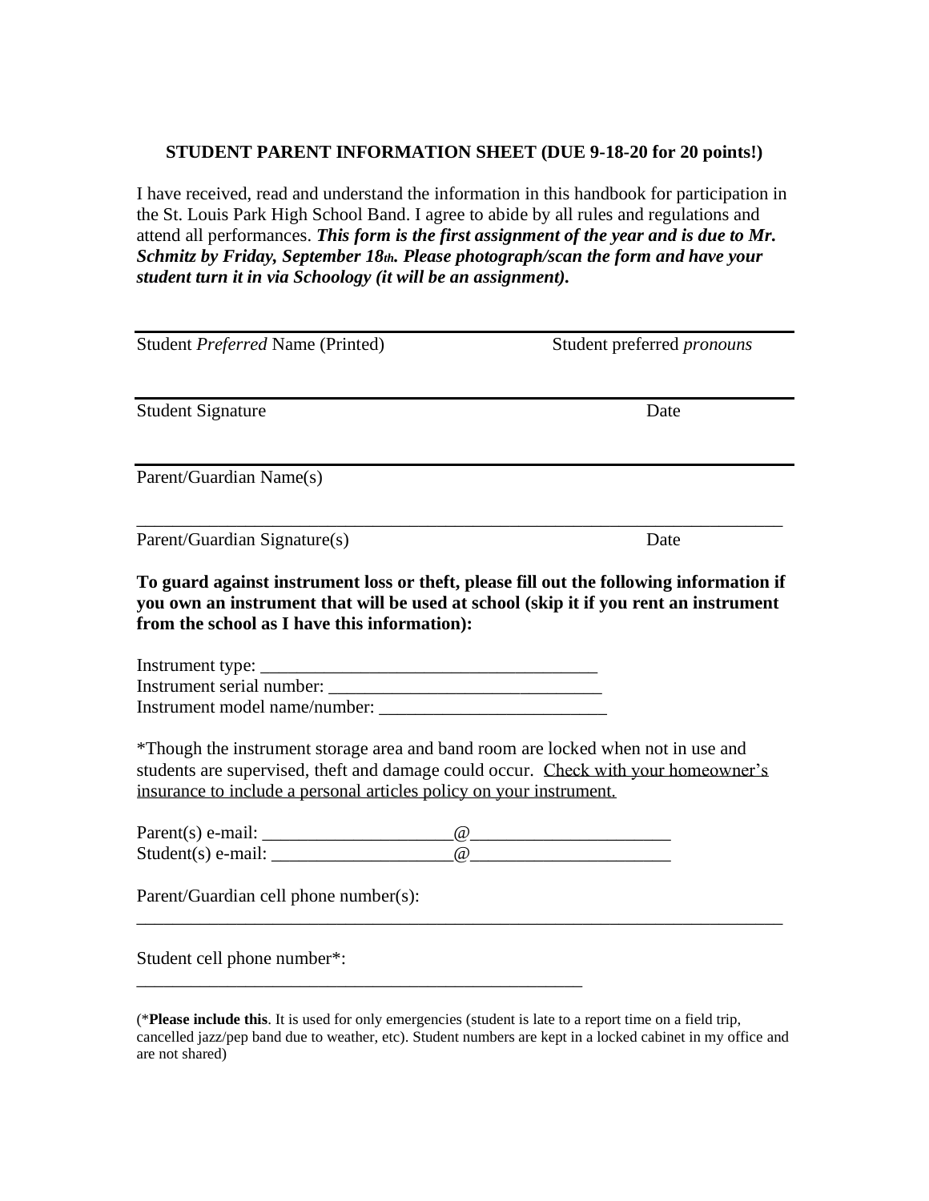**STUDENT PARENT INFORMATION SHEET (DUE 9-18-20 for 20 points!)**

I have received, read and understand the information in this handbook for participation in the St. Louis Park High School Band. I agree to abide by all rules and regulations and attend all performances. ***This form is the first assignment of the year and is due to Mr. Schmitz by Friday, September 18th. Please photograph/scan the form and have your student turn it in via Schoology (it will be an assignment).***

___________________________________________________________________________

Student *Preferred* Name (Printed)                    Student preferred *pronouns*

___________________________________________________________________________

Student Signature                                                Date

___________________________________________________________________________

Parent/Guardian Name(s)

___________________________________________________________________________

Parent/Guardian Signature(s)                                    Date

**To guard against instrument loss or theft, please fill out the following information if you own an instrument that will be used at school (skip it if you rent an instrument from the school as I have this information):**

Instrument type: _____________________________________
Instrument serial number: ______________________________
Instrument model name/number: _________________________

*Though the instrument storage area and band room are locked when not in use and students are supervised, theft and damage could occur. Check with your homeowner's insurance to include a personal articles policy on your instrument.

Parent(s) e-mail: _____________________@______________________
Student(s) e-mail: ____________________@______________________

Parent/Guardian cell phone number(s):

___________________________________________________________________________

Student cell phone number*:

___________________________________________________

(***Please include this**. It is used for only emergencies (student is late to a report time on a field trip, cancelled jazz/pep band due to weather, etc). Student numbers are kept in a locked cabinet in my office and are not shared)